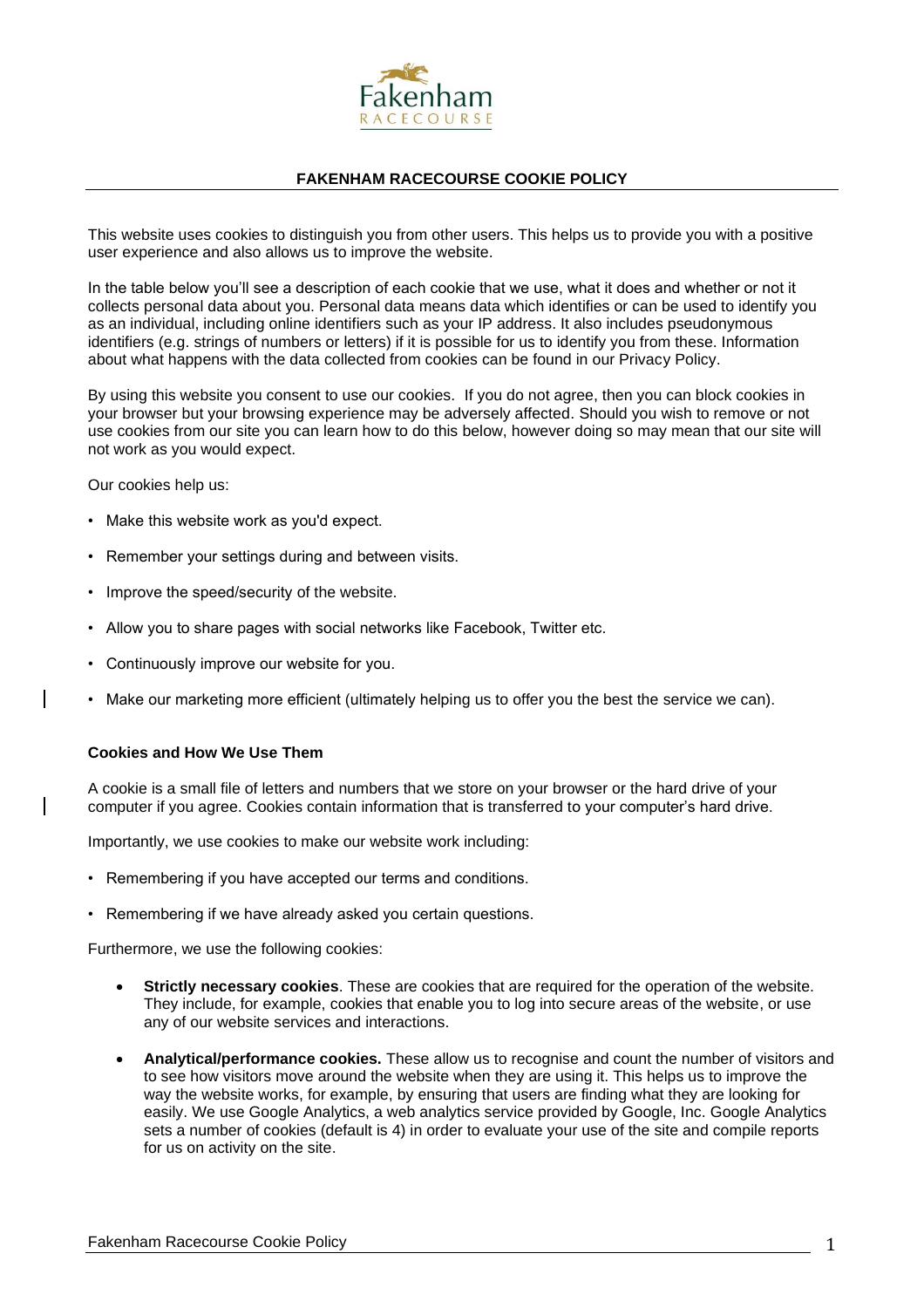Fakenham RACECOURSE

# FAKENHAM RACECOURSE COOKIE POLICY

This website uses cookies to distinguish you from other users. This helps us to provide you with a positive user experience and also allows us to improve the website.

In the table below you'll see a description of each cookie that we use, what it does and whether or not it collects personal data about you. Personal data means data which identifies or can be used to identify you as an individual, including online identifiers such as your IP address. It also includes pseudonymous identifiers (e.g. strings of numbers or letters) if it is possible for us to identify you from these. Information about what happens with the data collected from cookies can be found in our Privacy Policy.

By using this website you consent to use our cookies. If you do not agree, then you can block cookies in your browser but your browsing experience may be adversely affected. Should you wish to remove or not use cookies from our site you can learn how to do this below, however doing so may mean that our site will not work as you would expect.

Our cookies help us:

- Make this website work as you'd expect.
- Remember your settings during and between visits.
- Improve the speed/security of the website.
- Allow you to share pages with social networks like Facebook, Twitter etc.
- Continuously improve our website for you.
- Make our marketing more efficient (ultimately helping us to offer you the best the service we can).

**Cookies and How We Use Them**

A cookie is a small file of letters and numbers that we store on your browser or the hard drive of your computer if you agree. Cookies contain information that is transferred to your computer's hard drive.

Importantly, we use cookies to make our website work including:

- Remembering if you have accepted our terms and conditions.
- Remembering if we have already asked you certain questions.

Furthermore, we use the following cookies:

- **Strictly necessary cookies**. These are cookies that are required for the operation of the website. They include, for example, cookies that enable you to log into secure areas of the website, or use any of our website services and interactions.
- **Analytical/performance cookies.** These allow us to recognise and count the number of visitors and to see how visitors move around the website when they are using it. This helps us to improve the way the website works, for example, by ensuring that users are finding what they are looking for easily. We use Google Analytics, a web analytics service provided by Google, Inc. Google Analytics sets a number of cookies (default is 4) in order to evaluate your use of the site and compile reports for us on activity on the site.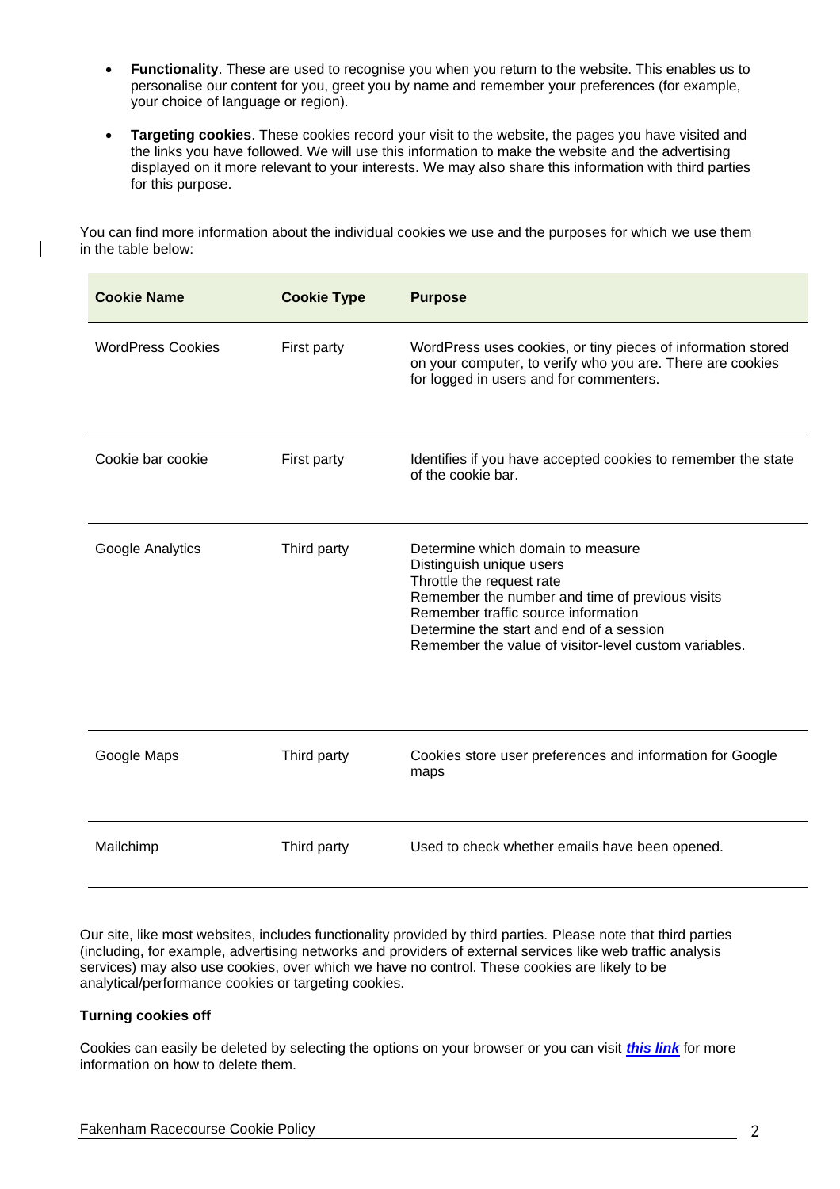- **Functionality**. These are used to recognise you when you return to the website. This enables us to personalise our content for you, greet you by name and remember your preferences (for example, your choice of language or region).
- **Targeting cookies**. These cookies record your visit to the website, the pages you have visited and the links you have followed. We will use this information to make the website and the advertising displayed on it more relevant to your interests. We may also share this information with third parties for this purpose.

You can find more information about the individual cookies we use and the purposes for which we use them in the table below:

| Cookie Name | Cookie Type | Purpose |
|---|---|---|
| WordPress Cookies | First party | WordPress uses cookies, or tiny pieces of information stored on your computer, to verify who you are. There are cookies for logged in users and for commenters. |
| Cookie bar cookie | First party | Identifies if you have accepted cookies to remember the state of the cookie bar. |
| Google Analytics | Third party | Determine which domain to measure<br>Distinguish unique users<br>Throttle the request rate<br>Remember the number and time of previous visits<br>Remember traffic source information<br>Determine the start and end of a session<br>Remember the value of visitor-level custom variables. |
| Google Maps | Third party | Cookies store user preferences and information for Google maps |
| Mailchimp | Third party | Used to check whether emails have been opened. |

Our site, like most websites, includes functionality provided by third parties. Please note that third parties (including, for example, advertising networks and providers of external services like web traffic analysis services) may also use cookies, over which we have no control. These cookies are likely to be analytical/performance cookies or targeting cookies.

**Turning cookies off**

Cookies can easily be deleted by selecting the options on your browser or you can visit ***this link*** for more information on how to delete them.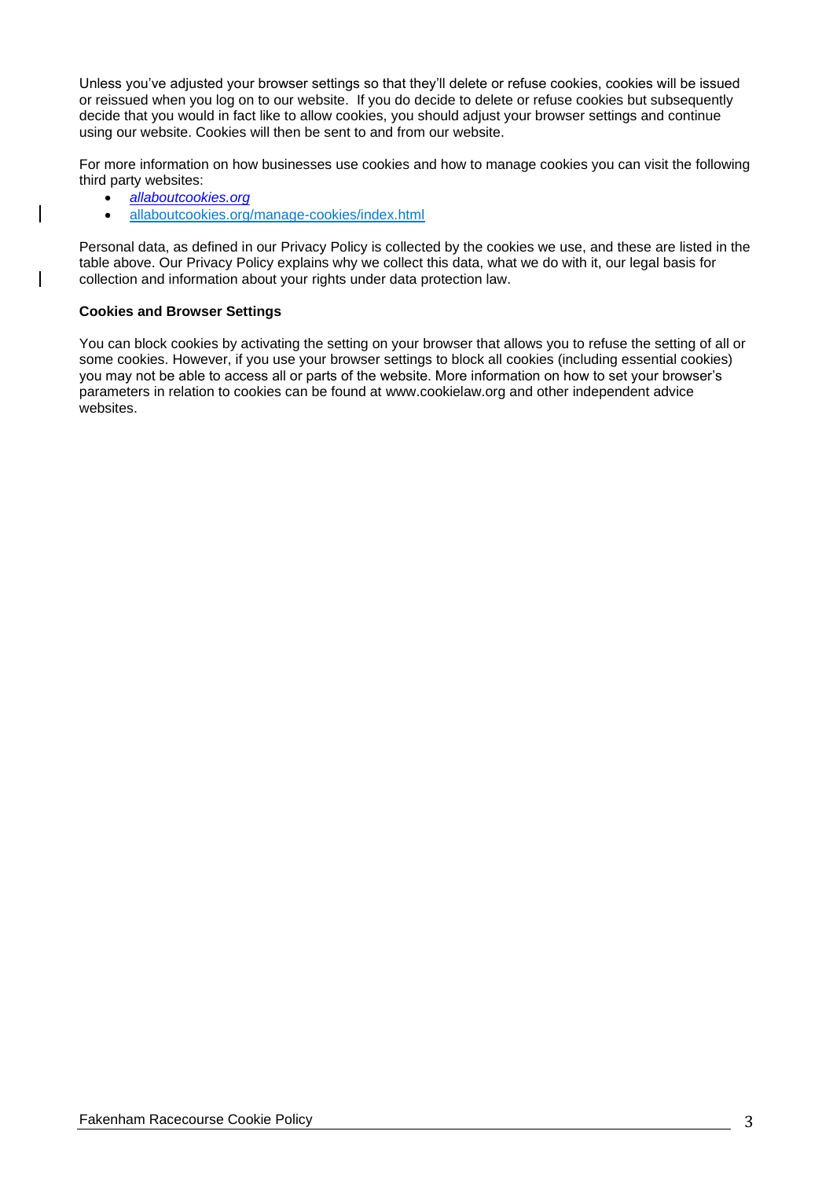Unless you've adjusted your browser settings so that they'll delete or refuse cookies, cookies will be issued or reissued when you log on to our website. If you do decide to delete or refuse cookies but subsequently decide that you would in fact like to allow cookies, you should adjust your browser settings and continue using our website. Cookies will then be sent to and from our website.

For more information on how businesses use cookies and how to manage cookies you can visit the following third party websites:

- *allaboutcookies.org*
- allaboutcookies.org/manage-cookies/index.html

Personal data, as defined in our Privacy Policy is collected by the cookies we use, and these are listed in the table above. Our Privacy Policy explains why we collect this data, what we do with it, our legal basis for collection and information about your rights under data protection law.

**Cookies and Browser Settings**

You can block cookies by activating the setting on your browser that allows you to refuse the setting of all or some cookies. However, if you use your browser settings to block all cookies (including essential cookies) you may not be able to access all or parts of the website. More information on how to set your browser's parameters in relation to cookies can be found at www.cookielaw.org and other independent advice websites.